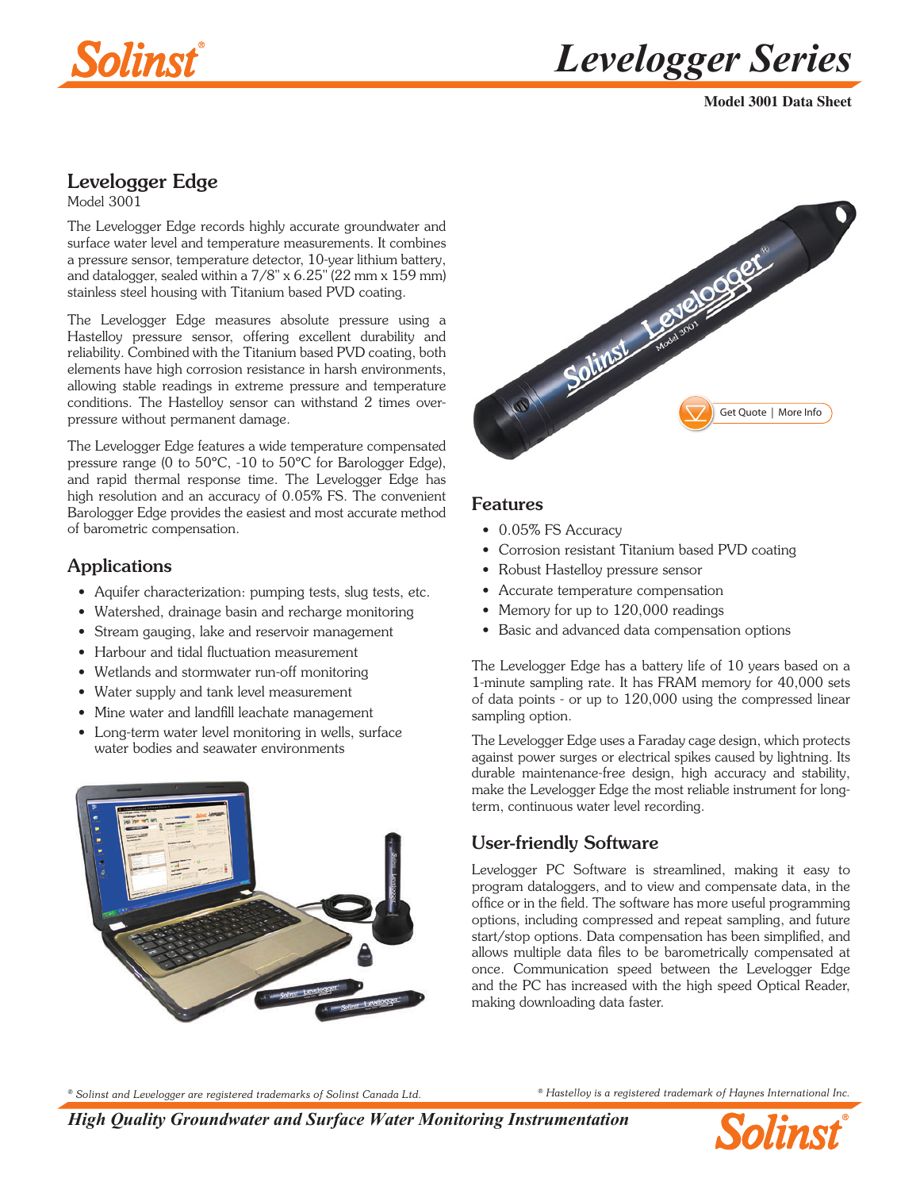# Levelogger Series

**Model 3001 Data Sheet**

## Levelogger Edge

Model 3001

The Levelogger Edge records highly accurate groundwater and surface water level and temperature measurements. It combines a pressure sensor, temperature detector, 10-year lithium battery, and datalogger, sealed within a 7/8" x 6.25" (22 mm x 159 mm) stainless steel housing with Titanium based PVD coating.

The Levelogger Edge measures absolute pressure using a Hastelloy pressure sensor, offering excellent durability and reliability. Combined with the Titanium based PVD coating, both elements have high corrosion resistance in harsh environments, allowing stable readings in extreme pressure and temperature conditions. The Hastelloy sensor can withstand 2 times over-pressure without permanent damage.

The Levelogger Edge features a wide temperature compensated pressure range (0 to 50°C, -10 to 50°C for Barologger Edge), and rapid thermal response time. The Levelogger Edge has high resolution and an accuracy of 0.05% FS. The convenient Barologger Edge provides the easiest and most accurate method of barometric compensation.

### Applications

- Aquifer characterization: pumping tests, slug tests, etc.
- Watershed, drainage basin and recharge monitoring
- Stream gauging, lake and reservoir management
- Harbour and tidal fluctuation measurement
- Wetlands and stormwater run-off monitoring
- Water supply and tank level measurement
- Mine water and landfill leachate management
- Long-term water level monitoring in wells, surface water bodies and seawater environments

### Features

- 0.05% FS Accuracy
- Corrosion resistant Titanium based PVD coating
- Robust Hastelloy pressure sensor
- Accurate temperature compensation
- Memory for up to 120,000 readings
- Basic and advanced data compensation options

The Levelogger Edge has a battery life of 10 years based on a 1-minute sampling rate. It has FRAM memory for 40,000 sets of data points - or up to 120,000 using the compressed linear sampling option.

The Levelogger Edge uses a Faraday cage design, which protects against power surges or electrical spikes caused by lightning. Its durable maintenance-free design, high accuracy and stability, make the Levelogger Edge the most reliable instrument for long-term, continuous water level recording.

### User-friendly Software

Levelogger PC Software is streamlined, making it easy to program dataloggers, and to view and compensate data, in the office or in the field. The software has more useful programming options, including compressed and repeat sampling, and future start/stop options. Data compensation has been simplified, and allows multiple data files to be barometrically compensated at once. Communication speed between the Levelogger Edge and the PC has increased with the high speed Optical Reader, making downloading data faster.

*® Solinst and Levelogger are registered trademarks of Solinst Canada Ltd.*

*® Hastelloy is a registered trademark of Haynes International Inc.*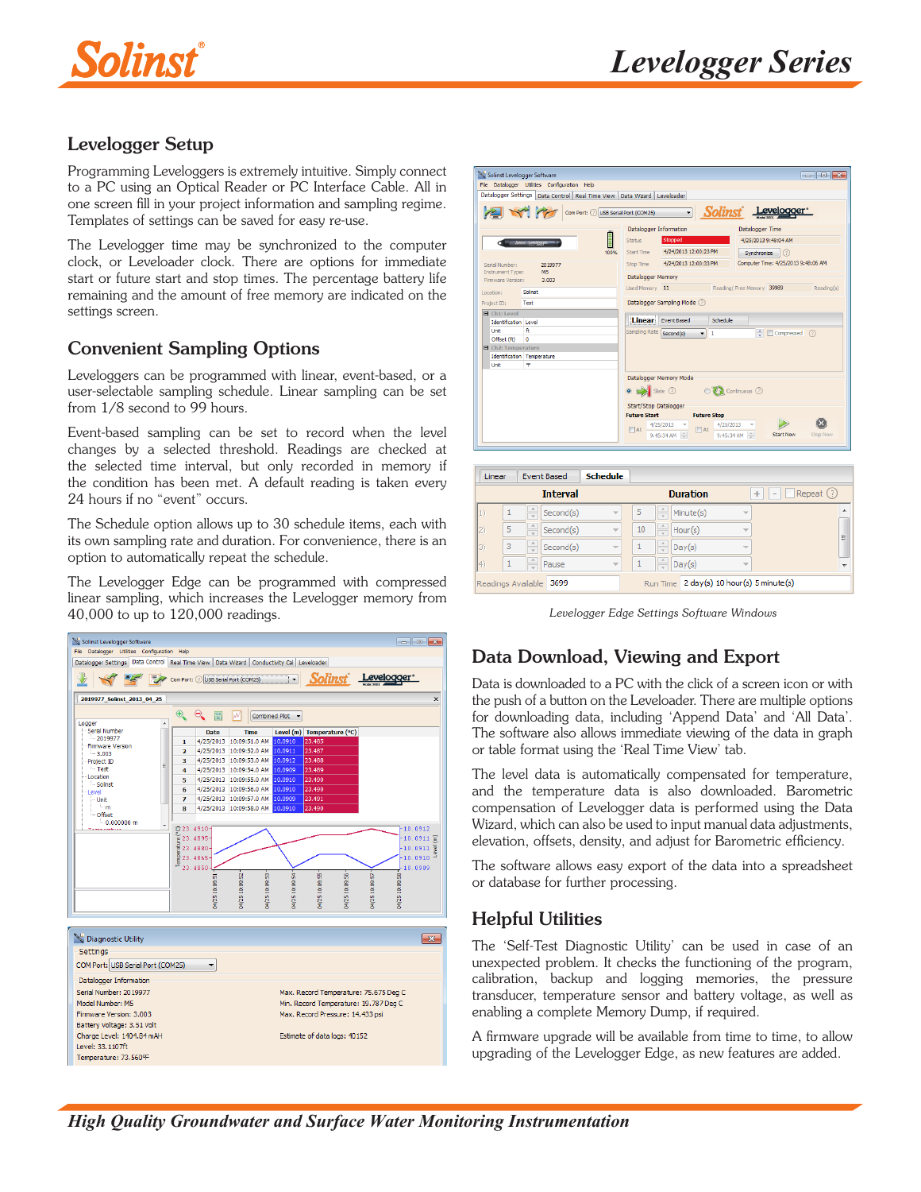## Levelogger Setup

Programming Leveloggers is extremely intuitive. Simply connect to a PC using an Optical Reader or PC Interface Cable. All in one screen fill in your project information and sampling regime. Templates of settings can be saved for easy re-use.

The Levelogger time may be synchronized to the computer clock, or Leveloader clock. There are options for immediate start or future start and stop times. The percentage battery life remaining and the amount of free memory are indicated on the settings screen.

## Convenient Sampling Options

Leveloggers can be programmed with linear, event-based, or a user-selectable sampling schedule. Linear sampling can be set from 1/8 second to 99 hours.

Event-based sampling can be set to record when the level changes by a selected threshold. Readings are checked at the selected time interval, but only recorded in memory if the condition has been met. A default reading is taken every 24 hours if no "event" occurs.

The Schedule option allows up to 30 schedule items, each with its own sampling rate and duration. For convenience, there is an option to automatically repeat the schedule.

The Levelogger Edge can be programmed with compressed linear sampling, which increases the Levelogger memory from 40,000 to up to 120,000 readings.

*Levelogger Edge Settings Software Windows*

## Data Download, Viewing and Export

Data is downloaded to a PC with the click of a screen icon or with the push of a button on the Leveloader. There are multiple options for downloading data, including 'Append Data' and 'All Data'. The software also allows immediate viewing of the data in graph or table format using the 'Real Time View' tab.

The level data is automatically compensated for temperature, and the temperature data is also downloaded. Barometric compensation of Levelogger data is performed using the Data Wizard, which can also be used to input manual data adjustments, elevation, offsets, density, and adjust for Barometric efficiency.

The software allows easy export of the data into a spreadsheet or database for further processing.

## Helpful Utilities

The 'Self-Test Diagnostic Utility' can be used in case of an unexpected problem. It checks the functioning of the program, calibration, backup and logging memories, the pressure transducer, temperature sensor and battery voltage, as well as enabling a complete Memory Dump, if required.

A firmware upgrade will be available from time to time, to allow upgrading of the Levelogger Edge, as new features are added.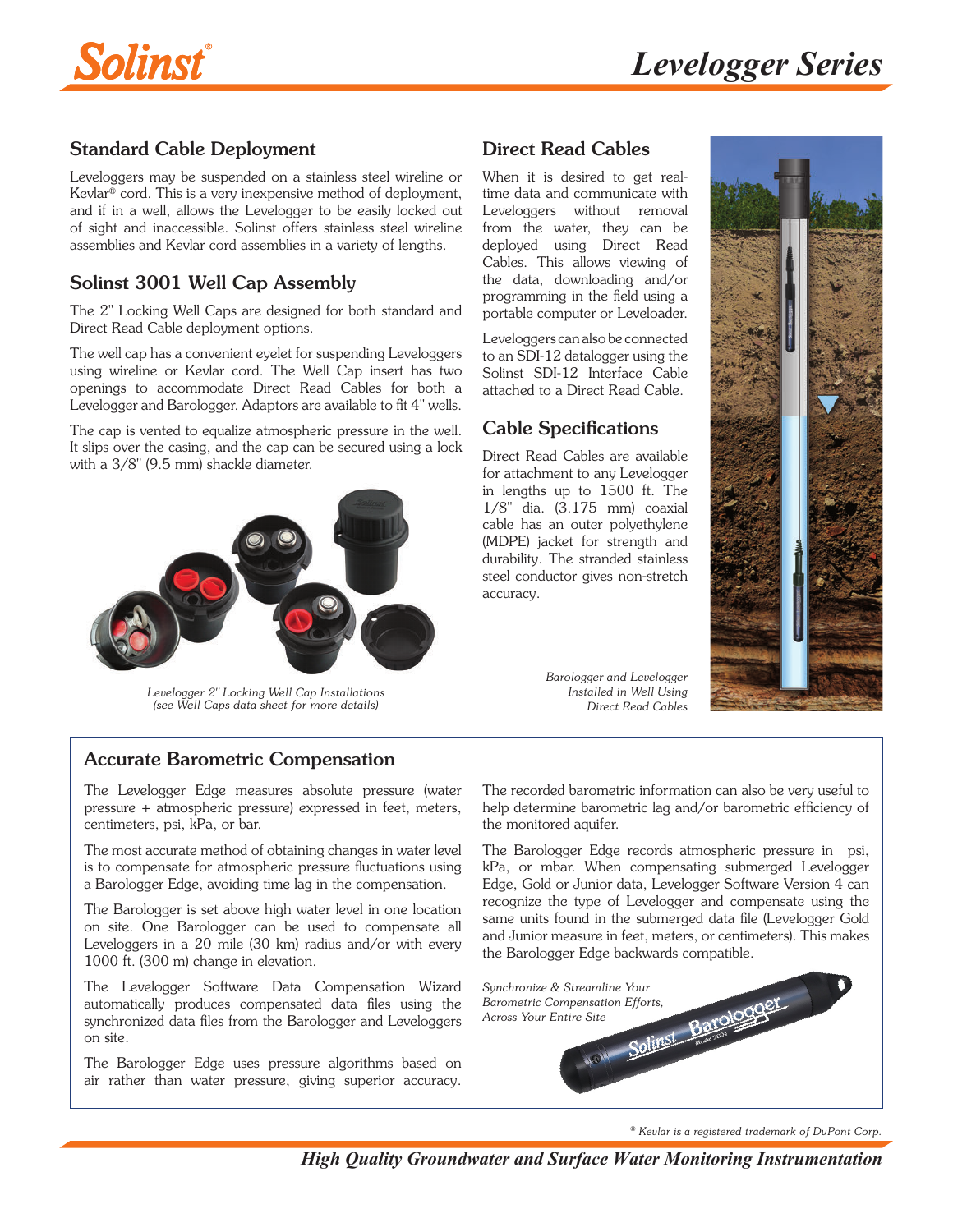## Standard Cable Deployment

Leveloggers may be suspended on a stainless steel wireline or Kevlar® cord. This is a very inexpensive method of deployment, and if in a well, allows the Levelogger to be easily locked out of sight and inaccessible. Solinst offers stainless steel wireline assemblies and Kevlar cord assemblies in a variety of lengths.

## Solinst 3001 Well Cap Assembly

The 2" Locking Well Caps are designed for both standard and Direct Read Cable deployment options.

The well cap has a convenient eyelet for suspending Leveloggers using wireline or Kevlar cord. The Well Cap insert has two openings to accommodate Direct Read Cables for both a Levelogger and Barologger. Adaptors are available to fit 4" wells.

The cap is vented to equalize atmospheric pressure in the well. It slips over the casing, and the cap can be secured using a lock with a 3/8" (9.5 mm) shackle diameter.

*Levelogger 2" Locking Well Cap Installations (see Well Caps data sheet for more details)*

## Direct Read Cables

When it is desired to get real-time data and communicate with Leveloggers without removal from the water, they can be deployed using Direct Read Cables. This allows viewing of the data, downloading and/or programming in the field using a portable computer or Leveloader.

Leveloggers can also be connected to an SDI-12 datalogger using the Solinst SDI-12 Interface Cable attached to a Direct Read Cable.

## Cable Specifications

Direct Read Cables are available for attachment to any Levelogger in lengths up to 1500 ft. The 1/8" dia. (3.175 mm) coaxial cable has an outer polyethylene (MDPE) jacket for strength and durability. The stranded stainless steel conductor gives non-stretch accuracy.

*Barologger and Levelogger Installed in Well Using Direct Read Cables*

## Accurate Barometric Compensation

The Levelogger Edge measures absolute pressure (water pressure + atmospheric pressure) expressed in feet, meters, centimeters, psi, kPa, or bar.

The most accurate method of obtaining changes in water level is to compensate for atmospheric pressure fluctuations using a Barologger Edge, avoiding time lag in the compensation.

The Barologger is set above high water level in one location on site. One Barologger can be used to compensate all Leveloggers in a 20 mile (30 km) radius and/or with every 1000 ft. (300 m) change in elevation.

The Levelogger Software Data Compensation Wizard automatically produces compensated data files using the synchronized data files from the Barologger and Leveloggers on site.

The Barologger Edge uses pressure algorithms based on air rather than water pressure, giving superior accuracy.

The recorded barometric information can also be very useful to help determine barometric lag and/or barometric efficiency of the monitored aquifer.

The Barologger Edge records atmospheric pressure in psi, kPa, or mbar. When compensating submerged Levelogger Edge, Gold or Junior data, Levelogger Software Version 4 can recognize the type of Levelogger and compensate using the same units found in the submerged data file (Levelogger Gold and Junior measure in feet, meters, or centimeters). This makes the Barologger Edge backwards compatible.

*Synchronize & Streamline Your Barometric Compensation Efforts, Across Your Entire Site*

® Kevlar is a registered trademark of DuPont Corp.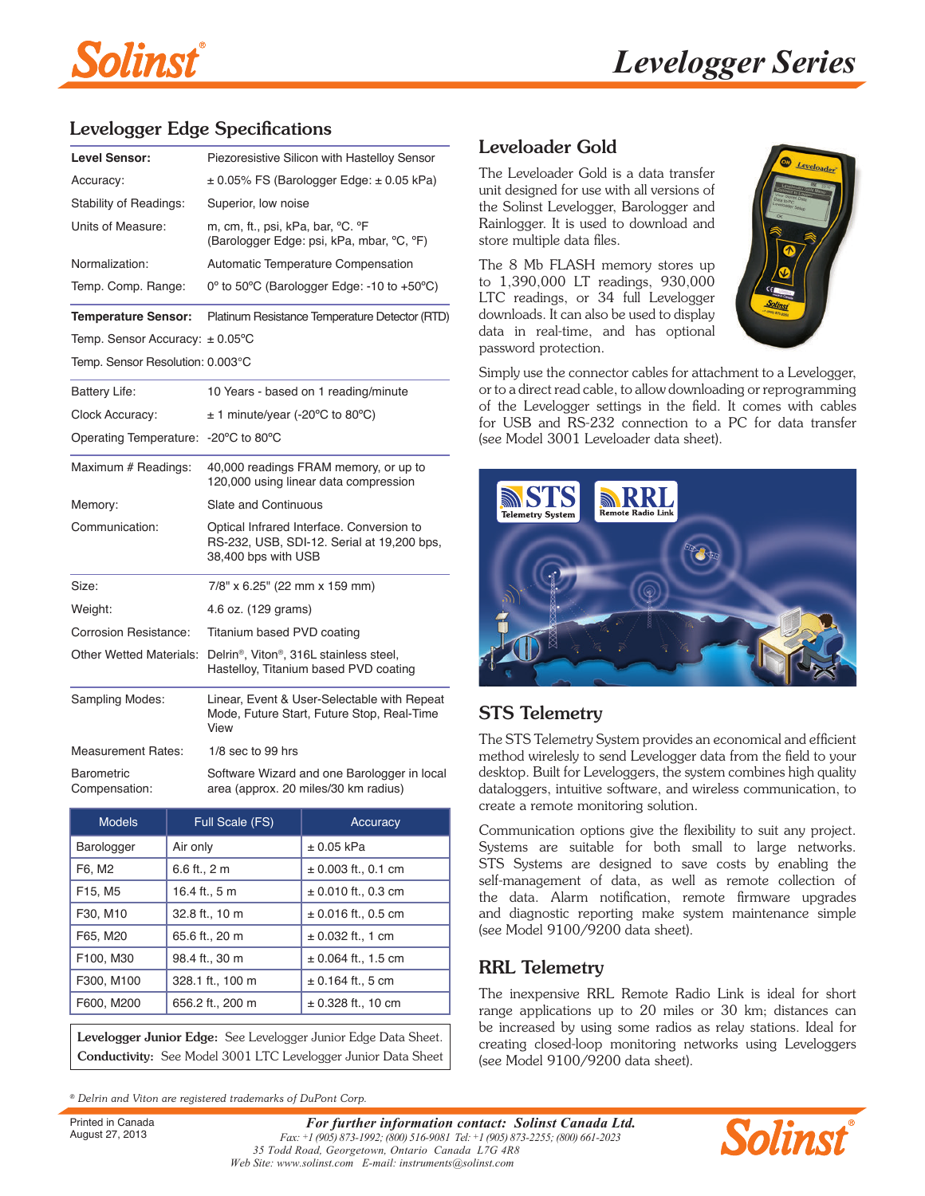## Levelogger Edge Specifications

| | |
|---|---|
| **Level Sensor:** | Piezoresistive Silicon with Hastelloy Sensor |
| Accuracy: | ± 0.05% FS (Barologger Edge: ± 0.05 kPa) |
| Stability of Readings: | Superior, low noise |
| Units of Measure: | m, cm, ft., psi, kPa, bar, °C. °F (Barologger Edge: psi, kPa, mbar, °C, °F) |
| Normalization: | Automatic Temperature Compensation |
| Temp. Comp. Range: | 0° to 50°C (Barologger Edge: -10 to +50°C) |
| **Temperature Sensor:** | Platinum Resistance Temperature Detector (RTD) |
| Temp. Sensor Accuracy: | ± 0.05°C |
| Temp. Sensor Resolution: | 0.003°C |
| Battery Life: | 10 Years - based on 1 reading/minute |
| Clock Accuracy: | ± 1 minute/year (-20°C to 80°C) |
| Operating Temperature: | -20°C to 80°C |
| Maximum # Readings: | 40,000 readings FRAM memory, or up to 120,000 using linear data compression |
| Memory: | Slate and Continuous |
| Communication: | Optical Infrared Interface. Conversion to RS-232, USB, SDI-12. Serial at 19,200 bps, 38,400 bps with USB |
| Size: | 7/8" x 6.25" (22 mm x 159 mm) |
| Weight: | 4.6 oz. (129 grams) |
| Corrosion Resistance: | Titanium based PVD coating |
| Other Wetted Materials: | Delrin®, Viton®, 316L stainless steel, Hastelloy, Titanium based PVD coating |
| Sampling Modes: | Linear, Event & User-Selectable with Repeat Mode, Future Start, Future Stop, Real-Time View |
| Measurement Rates: | 1/8 sec to 99 hrs |
| Barometric Compensation: | Software Wizard and one Barologger in local area (approx. 20 miles/30 km radius) |

| Models | Full Scale (FS) | Accuracy |
|---|---|---|
| Barologger | Air only | ± 0.05 kPa |
| F6, M2 | 6.6 ft., 2 m | ± 0.003 ft., 0.1 cm |
| F15, M5 | 16.4 ft., 5 m | ± 0.010 ft., 0.3 cm |
| F30, M10 | 32.8 ft., 10 m | ± 0.016 ft., 0.5 cm |
| F65, M20 | 65.6 ft., 20 m | ± 0.032 ft., 1 cm |
| F100, M30 | 98.4 ft., 30 m | ± 0.064 ft., 1.5 cm |
| F300, M100 | 328.1 ft., 100 m | ± 0.164 ft., 5 cm |
| F600, M200 | 656.2 ft., 200 m | ± 0.328 ft., 10 cm |

**Levelogger Junior Edge:** See Levelogger Junior Edge Data Sheet.
**Conductivity:** See Model 3001 LTC Levelogger Junior Data Sheet

## Leveloader Gold

The Leveloader Gold is a data transfer unit designed for use with all versions of the Solinst Levelogger, Barologger and Rainlogger. It is used to download and store multiple data files.

The 8 Mb FLASH memory stores up to 1,390,000 LT readings, 930,000 LTC readings, or 34 full Levelogger downloads. It can also be used to display data in real-time, and has optional password protection.

Simply use the connector cables for attachment to a Levelogger, or to a direct read cable, to allow downloading or reprogramming of the Levelogger settings in the field. It comes with cables for USB and RS-232 connection to a PC for data transfer (see Model 3001 Leveloader data sheet).

## STS Telemetry

The STS Telemetry System provides an economical and efficient method wirelesly to send Levelogger data from the field to your desktop. Built for Leveloggers, the system combines high quality dataloggers, intuitive software, and wireless communication, to create a remote monitoring solution.

Communication options give the flexibility to suit any project. Systems are suitable for both small to large networks. STS Systems are designed to save costs by enabling the self-management of data, as well as remote collection of the data. Alarm notification, remote firmware upgrades and diagnostic reporting make system maintenance simple (see Model 9100/9200 data sheet).

## RRL Telemetry

The inexpensive RRL Remote Radio Link is ideal for short range applications up to 20 miles or 30 km; distances can be increased by using some radios as relay stations. Ideal for creating closed-loop monitoring networks using Leveloggers (see Model 9100/9200 data sheet).

*® Delrin and Viton are registered trademarks of DuPont Corp.*

Printed in Canada
August 27, 2013

***For further information contact: Solinst Canada Ltd.***
*Fax: +1 (905) 873-1992; (800) 516-9081 Tel: +1 (905) 873-2255; (800) 661-2023*
*35 Todd Road, Georgetown, Ontario Canada L7G 4R8*
*Web Site: www.solinst.com E-mail: instruments@solinst.com*